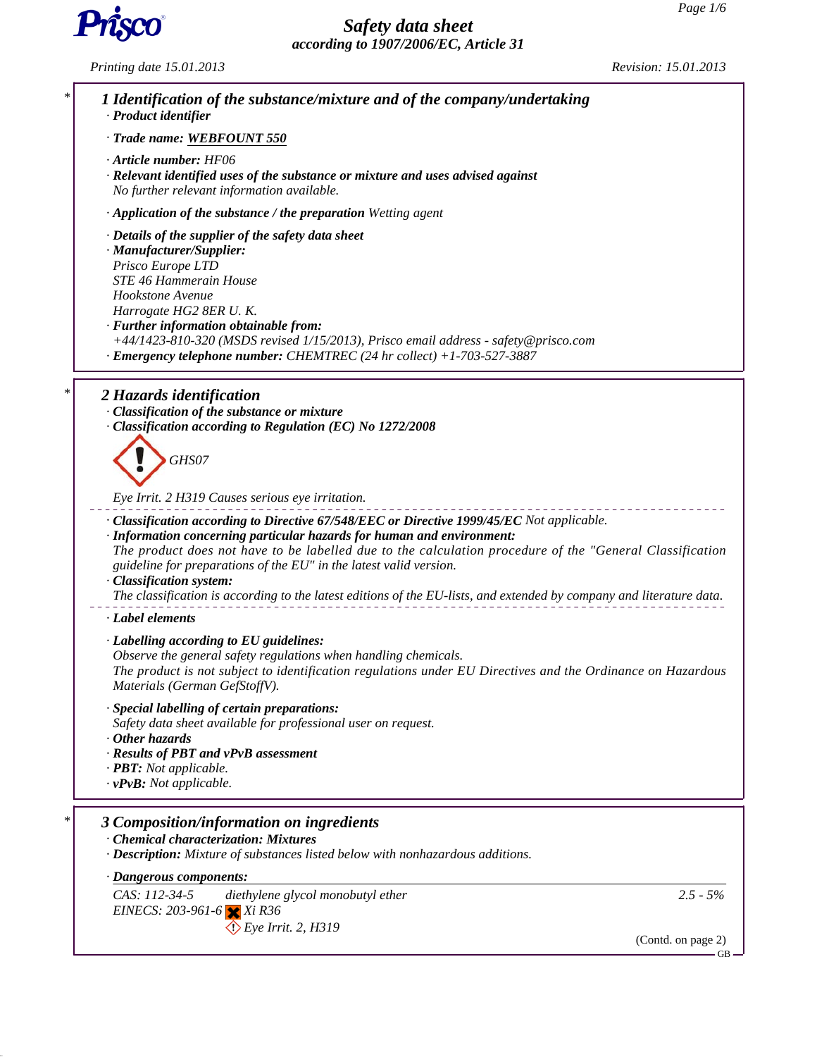# Safety data sheet

*according to 1907/2006/EC, Article 31*

Printing date 15.01.2013 Revision: 15.01.2013

## 1 Identification of the substance/mixture and of the company/undertaking

· **Product identifier**

· **Trade name: WEBFOUNT 550**

· **Article number:** HF06

· **Relevant identified uses of the substance or mixture and uses advised against**
No further relevant information available.

· **Application of the substance / the preparation** Wetting agent

· **Details of the supplier of the safety data sheet**

· **Manufacturer/Supplier:**
Prisco Europe LTD
STE 46 Hammerain House
Hookstone Avenue
Harrogate HG2 8ER U. K.

· **Further information obtainable from:**
+44/1423-810-320 (MSDS revised 1/15/2013), Prisco email address - safety@prisco.com

· **Emergency telephone number:** CHEMTREC (24 hr collect) +1-703-527-3887

## 2 Hazards identification

· **Classification of the substance or mixture**

· **Classification according to Regulation (EC) No 1272/2008**

GHS07

Eye Irrit. 2 H319 Causes serious eye irritation.

· **Classification according to Directive 67/548/EEC or Directive 1999/45/EC** Not applicable.

· **Information concerning particular hazards for human and environment:**
The product does not have to be labelled due to the calculation procedure of the "General Classification guideline for preparations of the EU" in the latest valid version.

· **Classification system:**
The classification is according to the latest editions of the EU-lists, and extended by company and literature data.

· **Label elements**

· **Labelling according to EU guidelines:**
Observe the general safety regulations when handling chemicals.
The product is not subject to identification regulations under EU Directives and the Ordinance on Hazardous Materials (German GefStoffV).

· **Special labelling of certain preparations:**
Safety data sheet available for professional user on request.

· **Other hazards**

· **Results of PBT and vPvB assessment**

· **PBT:** Not applicable.

· **vPvB:** Not applicable.

## 3 Composition/information on ingredients

· **Chemical characterization: Mixtures**

· **Description:** Mixture of substances listed below with nonhazardous additions.

· **Dangerous components:**

| | | |
|---|---|---|
| CAS: 112-34-5<br>EINECS: 203-961-6 | diethylene glycol monobutyl ether<br>Xi R36<br>Eye Irrit. 2, H319 | 2.5 - 5% |

(Contd. on page 2)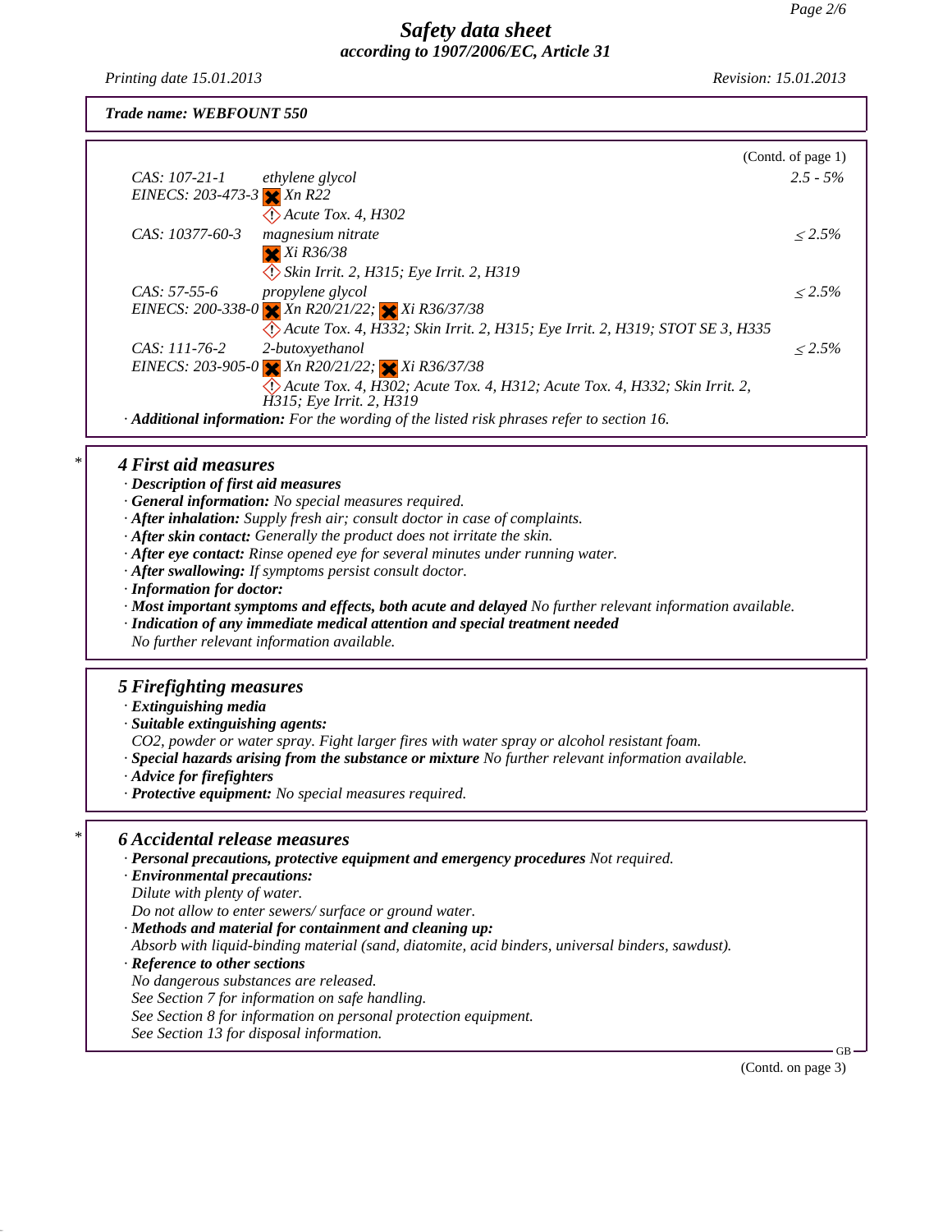**Trade name: WEBFOUNT 550**

(Contd. of page 1)

| | | |
|---|---|---|
| CAS: 107-21-1<br>EINECS: 203-473-3 | ethylene glycol<br>Xn R22<br>Acute Tox. 4, H302 | 2.5 - 5% |
| CAS: 10377-60-3 | magnesium nitrate<br>Xi R36/38<br>Skin Irrit. 2, H315; Eye Irrit. 2, H319 | ≤ 2.5% |
| CAS: 57-55-6<br>EINECS: 200-338-0 | propylene glycol<br>Xn R20/21/22; Xi R36/37/38<br>Acute Tox. 4, H332; Skin Irrit. 2, H315; Eye Irrit. 2, H319; STOT SE 3, H335 | ≤ 2.5% |
| CAS: 111-76-2<br>EINECS: 203-905-0 | 2-butoxyethanol<br>Xn R20/21/22; Xi R36/37/38<br>Acute Tox. 4, H302; Acute Tox. 4, H312; Acute Tox. 4, H332; Skin Irrit. 2, H315; Eye Irrit. 2, H319 | ≤ 2.5% |

· **Additional information:** For the wording of the listed risk phrases refer to section 16.

## 4 First aid measures

· **Description of first aid measures**
· **General information:** No special measures required.
· **After inhalation:** Supply fresh air; consult doctor in case of complaints.
· **After skin contact:** Generally the product does not irritate the skin.
· **After eye contact:** Rinse opened eye for several minutes under running water.
· **After swallowing:** If symptoms persist consult doctor.
· **Information for doctor:**
· **Most important symptoms and effects, both acute and delayed** No further relevant information available.
· **Indication of any immediate medical attention and special treatment needed**
No further relevant information available.

## 5 Firefighting measures

· **Extinguishing media**
· **Suitable extinguishing agents:**
CO2, powder or water spray. Fight larger fires with water spray or alcohol resistant foam.
· **Special hazards arising from the substance or mixture** No further relevant information available.
· **Advice for firefighters**
· **Protective equipment:** No special measures required.

## 6 Accidental release measures

· **Personal precautions, protective equipment and emergency procedures** Not required.
· **Environmental precautions:**
Dilute with plenty of water.
Do not allow to enter sewers/ surface or ground water.
· **Methods and material for containment and cleaning up:**
Absorb with liquid-binding material (sand, diatomite, acid binders, universal binders, sawdust).
· **Reference to other sections**
No dangerous substances are released.
See Section 7 for information on safe handling.
See Section 8 for information on personal protection equipment.
See Section 13 for disposal information.

(Contd. on page 3)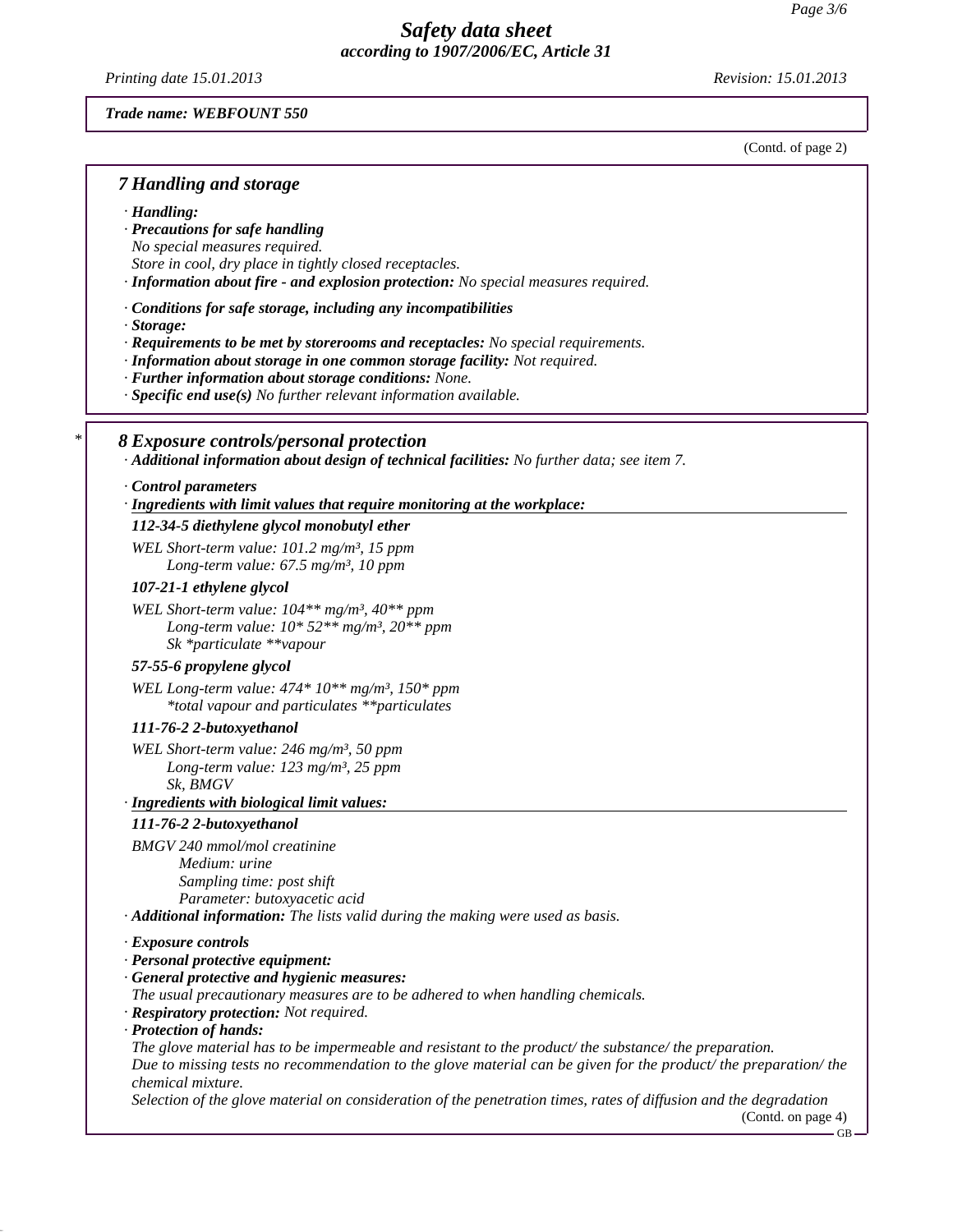*Trade name: WEBFOUNT 550*

(Contd. of page 2)

## 7 Handling and storage

· ***Handling:***
· ***Precautions for safe handling***
*No special measures required.*
*Store in cool, dry place in tightly closed receptacles.*
· ***Information about fire - and explosion protection:*** *No special measures required.*

· ***Conditions for safe storage, including any incompatibilities***
· ***Storage:***
· ***Requirements to be met by storerooms and receptacles:*** *No special requirements.*
· ***Information about storage in one common storage facility:*** *Not required.*
· ***Further information about storage conditions:*** *None.*
· ***Specific end use(s)*** *No further relevant information available.*

## 8 Exposure controls/personal protection

· ***Additional information about design of technical facilities:*** *No further data; see item 7.*

· ***Control parameters***
· ***Ingredients with limit values that require monitoring at the workplace:***

***112-34-5 diethylene glycol monobutyl ether***

*WEL Short-term value: 101.2 mg/m³, 15 ppm*
*Long-term value: 67.5 mg/m³, 10 ppm*

***107-21-1 ethylene glycol***

*WEL Short-term value: 104** mg/m³, 40** ppm*
*Long-term value: 10* 52** mg/m³, 20** ppm*
*Sk *particulate **vapour*

***57-55-6 propylene glycol***

*WEL Long-term value: 474* 10** mg/m³, 150* ppm*
**total vapour and particulates **particulates*

***111-76-2 2-butoxyethanol***

*WEL Short-term value: 246 mg/m³, 50 ppm*
*Long-term value: 123 mg/m³, 25 ppm*
*Sk, BMGV*

· ***Ingredients with biological limit values:***

***111-76-2 2-butoxyethanol***

*BMGV 240 mmol/mol creatinine*
*Medium: urine*
*Sampling time: post shift*
*Parameter: butoxyacetic acid*

· ***Additional information:*** *The lists valid during the making were used as basis.*

· ***Exposure controls***
· ***Personal protective equipment:***
· ***General protective and hygienic measures:***
*The usual precautionary measures are to be adhered to when handling chemicals.*
· ***Respiratory protection:*** *Not required.*
· ***Protection of hands:***
*The glove material has to be impermeable and resistant to the product/ the substance/ the preparation.*
*Due to missing tests no recommendation to the glove material can be given for the product/ the preparation/ the chemical mixture.*
*Selection of the glove material on consideration of the penetration times, rates of diffusion and the degradation*

(Contd. on page 4)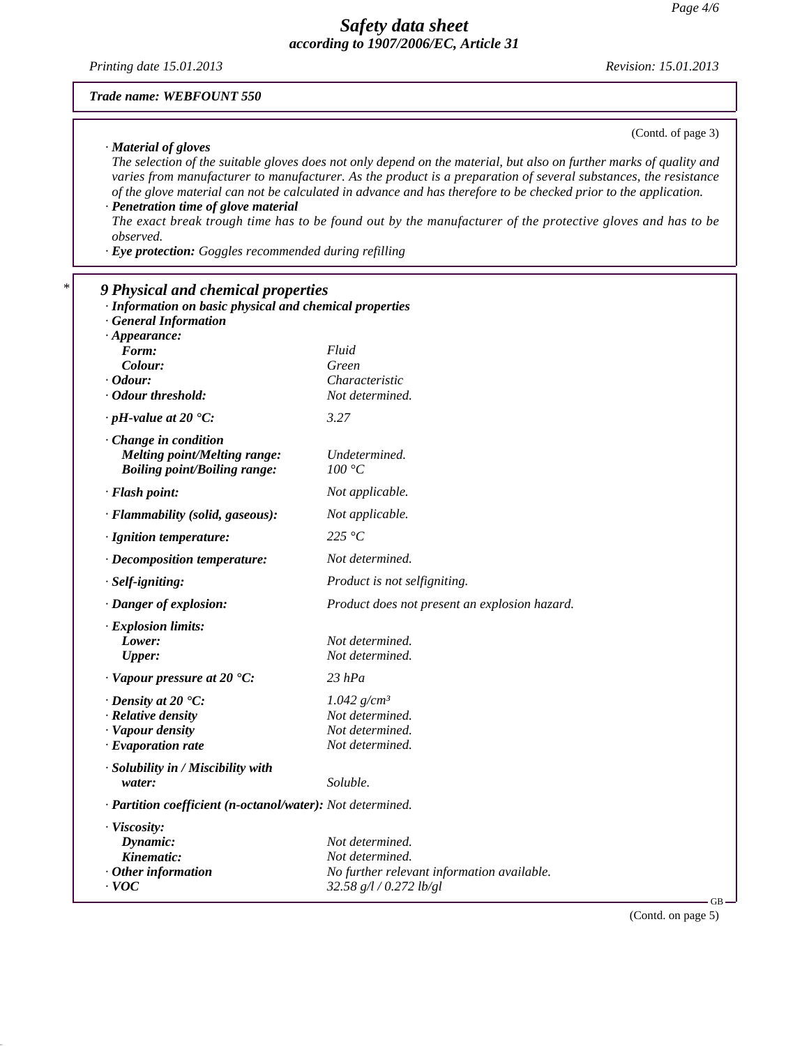*Trade name: WEBFOUNT 550*

(Contd. of page 3)

· ***Material of gloves***

*The selection of the suitable gloves does not only depend on the material, but also on further marks of quality and varies from manufacturer to manufacturer. As the product is a preparation of several substances, the resistance of the glove material can not be calculated in advance and has therefore to be checked prior to the application.*

· ***Penetration time of glove material***

*The exact break trough time has to be found out by the manufacturer of the protective gloves and has to be observed.*

· ***Eye protection:*** *Goggles recommended during refilling*

## 9 Physical and chemical properties

· ***Information on basic physical and chemical properties***

· ***General Information***

| | |
|---|---|
| · ***Appearance:*** | |
| ***Form:*** | *Fluid* |
| ***Colour:*** | *Green* |
| · ***Odour:*** | *Characteristic* |
| · ***Odour threshold:*** | *Not determined.* |
| · ***pH-value at 20 °C:*** | *3.27* |
| · ***Change in condition*** | |
| ***Melting point/Melting range:*** | *Undetermined.* |
| ***Boiling point/Boiling range:*** | *100 °C* |
| · ***Flash point:*** | *Not applicable.* |
| · ***Flammability (solid, gaseous):*** | *Not applicable.* |
| · ***Ignition temperature:*** | *225 °C* |
| · ***Decomposition temperature:*** | *Not determined.* |
| · ***Self-igniting:*** | *Product is not selfigniting.* |
| · ***Danger of explosion:*** | *Product does not present an explosion hazard.* |
| · ***Explosion limits:*** | |
| ***Lower:*** | *Not determined.* |
| ***Upper:*** | *Not determined.* |
| · ***Vapour pressure at 20 °C:*** | *23 hPa* |
| · ***Density at 20 °C:*** | *1.042 g/cm³* |
| · ***Relative density*** | *Not determined.* |
| · ***Vapour density*** | *Not determined.* |
| · ***Evaporation rate*** | *Not determined.* |
| · ***Solubility in / Miscibility with water:*** | *Soluble.* |
| · ***Partition coefficient (n-octanol/water):*** | *Not determined.* |
| · ***Viscosity:*** | |
| ***Dynamic:*** | *Not determined.* |
| ***Kinematic:*** | *Not determined.* |
| · ***Other information*** | *No further relevant information available.* |
| · ***VOC*** | *32.58 g/l / 0.272 lb/gl* |

(Contd. on page 5)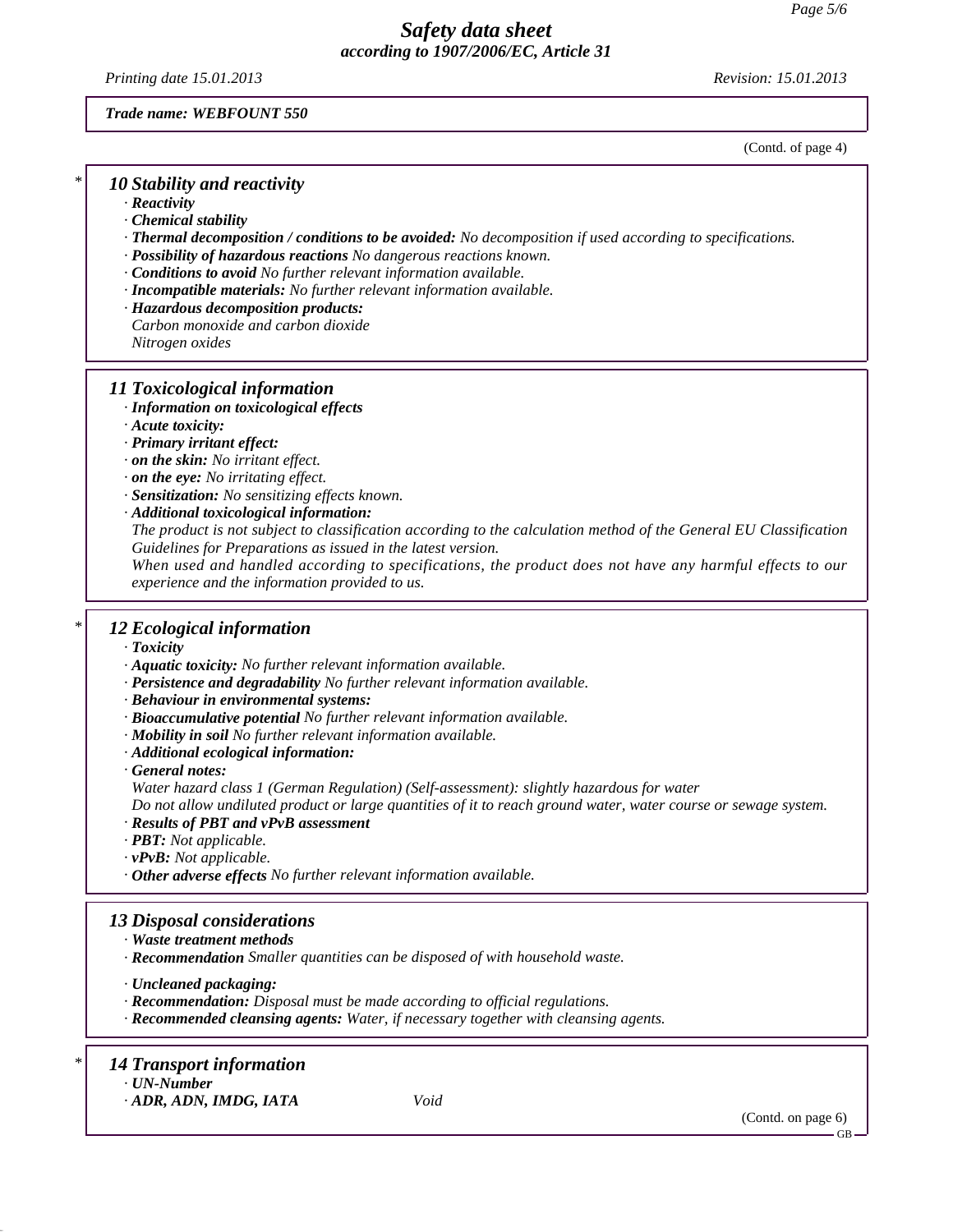*Trade name: WEBFOUNT 550*

(Contd. of page 4)

## 10 Stability and reactivity

- **Reactivity**
- **Chemical stability**
- **Thermal decomposition / conditions to be avoided:** No decomposition if used according to specifications.
- **Possibility of hazardous reactions** No dangerous reactions known.
- **Conditions to avoid** No further relevant information available.
- **Incompatible materials:** No further relevant information available.
- **Hazardous decomposition products:**
  Carbon monoxide and carbon dioxide
  Nitrogen oxides

## 11 Toxicological information

- **Information on toxicological effects**
- **Acute toxicity:**
- **Primary irritant effect:**
- **on the skin:** No irritant effect.
- **on the eye:** No irritating effect.
- **Sensitization:** No sensitizing effects known.
- **Additional toxicological information:**
  The product is not subject to classification according to the calculation method of the General EU Classification Guidelines for Preparations as issued in the latest version.
  When used and handled according to specifications, the product does not have any harmful effects to our experience and the information provided to us.

## 12 Ecological information

- **Toxicity**
- **Aquatic toxicity:** No further relevant information available.
- **Persistence and degradability** No further relevant information available.
- **Behaviour in environmental systems:**
- **Bioaccumulative potential** No further relevant information available.
- **Mobility in soil** No further relevant information available.
- **Additional ecological information:**
- **General notes:**
  Water hazard class 1 (German Regulation) (Self-assessment): slightly hazardous for water
  Do not allow undiluted product or large quantities of it to reach ground water, water course or sewage system.
- **Results of PBT and vPvB assessment**
- **PBT:** Not applicable.
- **vPvB:** Not applicable.
- **Other adverse effects** No further relevant information available.

## 13 Disposal considerations

- **Waste treatment methods**
- **Recommendation** Smaller quantities can be disposed of with household waste.

- **Uncleaned packaging:**
- **Recommendation:** Disposal must be made according to official regulations.
- **Recommended cleansing agents:** Water, if necessary together with cleansing agents.

## 14 Transport information

- **UN-Number**
- **ADR, ADN, IMDG, IATA** Void

(Contd. on page 6)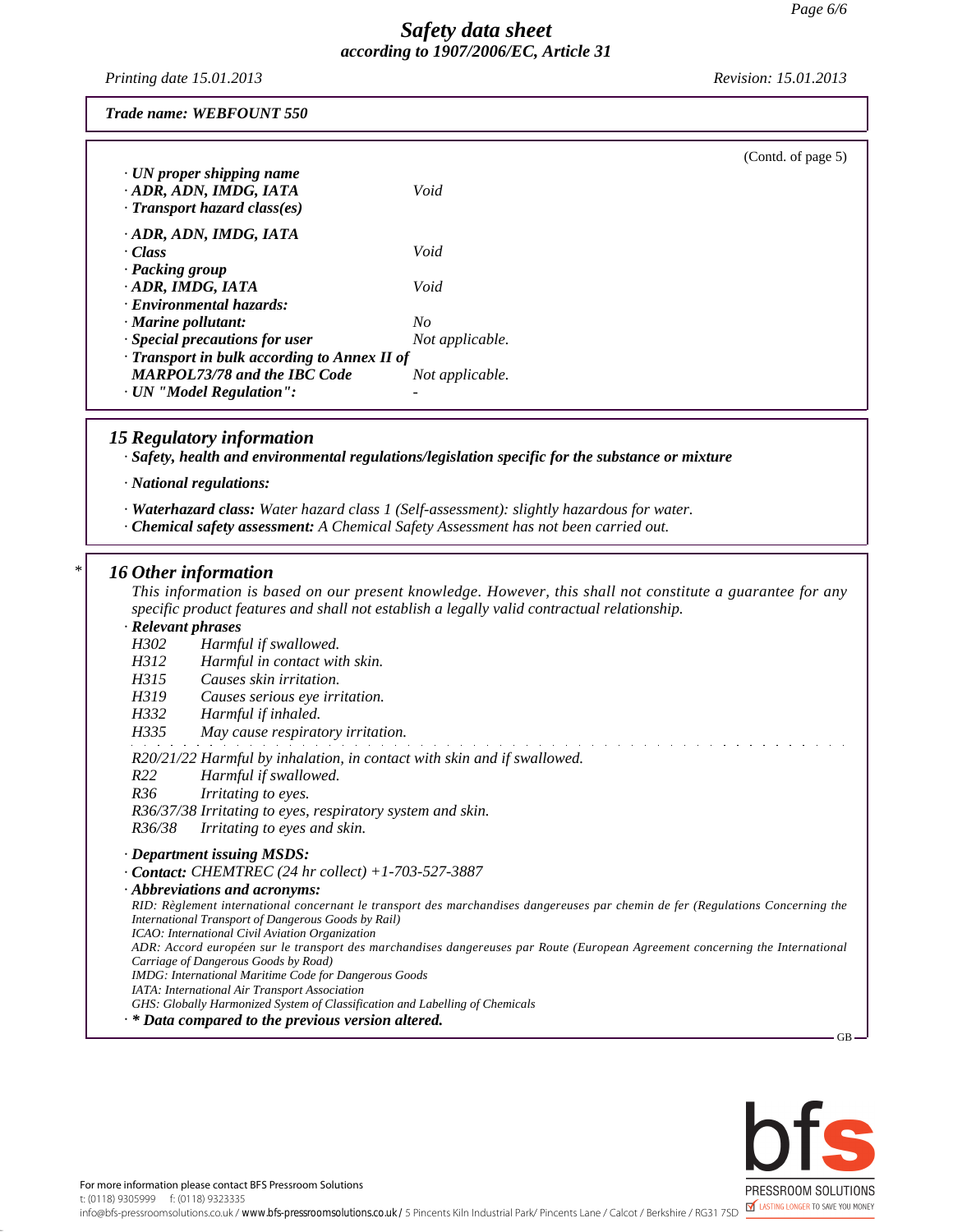*Trade name: WEBFOUNT 550*

(Contd. of page 5)

| | |
|---|---|
| · **UN proper shipping name** | |
| · **ADR, ADN, IMDG, IATA** | *Void* |
| · **Transport hazard class(es)** | |
| · **ADR, ADN, IMDG, IATA** | |
| · **Class** | *Void* |
| · **Packing group** | |
| · **ADR, IMDG, IATA** | *Void* |
| · **Environmental hazards:** | |
| · **Marine pollutant:** | *No* |
| · **Special precautions for user** | *Not applicable.* |
| · **Transport in bulk according to Annex II of MARPOL73/78 and the IBC Code** | *Not applicable.* |
| · **UN "Model Regulation":** | - |

## 15 Regulatory information

· ***Safety, health and environmental regulations/legislation specific for the substance or mixture***

· ***National regulations:***

· ***Waterhazard class:*** *Water hazard class 1 (Self-assessment): slightly hazardous for water.*

· ***Chemical safety assessment:*** *A Chemical Safety Assessment has not been carried out.*

## * 16 Other information

*This information is based on our present knowledge. However, this shall not constitute a guarantee for any specific product features and shall not establish a legally valid contractual relationship.*

· ***Relevant phrases***

*H302 Harmful if swallowed.*
*H312 Harmful in contact with skin.*
*H315 Causes skin irritation.*
*H319 Causes serious eye irritation.*
*H332 Harmful if inhaled.*
*H335 May cause respiratory irritation.*

*R20/21/22 Harmful by inhalation, in contact with skin and if swallowed.*
*R22 Harmful if swallowed.*
*R36 Irritating to eyes.*
*R36/37/38 Irritating to eyes, respiratory system and skin.*
*R36/38 Irritating to eyes and skin.*

· ***Department issuing MSDS:***

· ***Contact:*** *CHEMTREC (24 hr collect) +1-703-527-3887*

· ***Abbreviations and acronyms:***

*RID: Règlement international concernant le transport des marchandises dangereuses par chemin de fer (Regulations Concerning the International Transport of Dangerous Goods by Rail)*
*ICAO: International Civil Aviation Organization*
*ADR: Accord européen sur le transport des marchandises dangereuses par Route (European Agreement concerning the International Carriage of Dangerous Goods by Road)*
*IMDG: International Maritime Code for Dangerous Goods*
*IATA: International Air Transport Association*
*GHS: Globally Harmonized System of Classification and Labelling of Chemicals*

· ***\* Data compared to the previous version altered.***

For more information please contact BFS Pressroom Solutions
t: (0118) 9305999 f: (0118) 9323335
info@bfs-pressroomsolutions.co.uk / www.bfs-pressroomsolutions.co.uk / 5 Pincents Kiln Industrial Park/ Pincents Lane / Calcot / Berkshire / RG31 7SD

bfs PRESSROOM SOLUTIONS — LASTING LONGER TO SAVE YOU MONEY